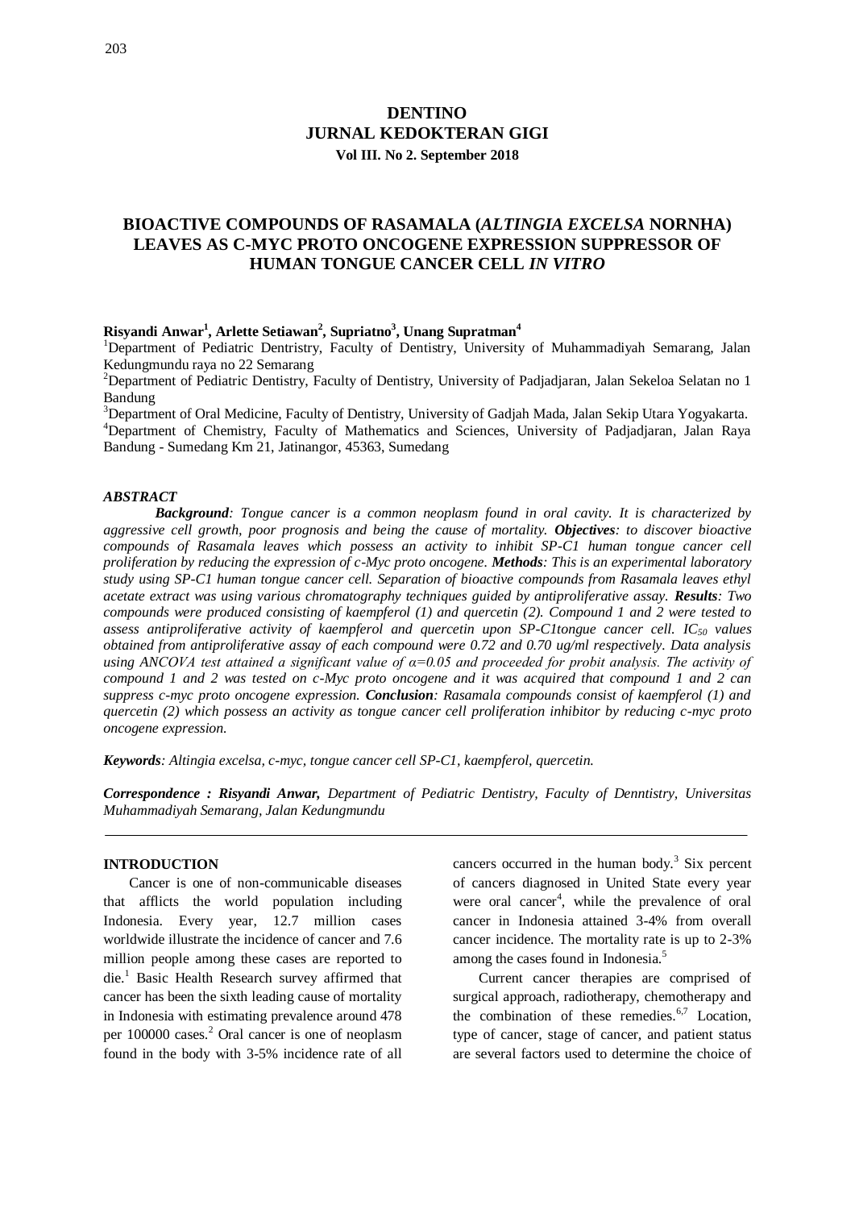# DENTINO
## JURNAL KEDOKTERAN GIGI
**Vol III. No 2. September 2018**

## BIOACTIVE COMPOUNDS OF RASAMALA (*ALTINGIA EXCELSA* NORNHA) LEAVES AS C-MYC PROTO ONCOGENE EXPRESSION SUPPRESSOR OF HUMAN TONGUE CANCER CELL *IN VITRO*

**Risyandi Anwar[1], Arlette Setiawan[2], Supriatno[3], Unang Supratman[4]**

[1]Department of Pediatric Dentristry, Faculty of Dentistry, University of Muhammadiyah Semarang, Jalan Kedungmundu raya no 22 Semarang

[2]Department of Pediatric Dentistry, Faculty of Dentistry, University of Padjadjaran, Jalan Sekeloa Selatan no 1 Bandung

[3]Department of Oral Medicine, Faculty of Dentistry, University of Gadjah Mada, Jalan Sekip Utara Yogyakarta.

[4]Department of Chemistry, Faculty of Mathematics and Sciences, University of Padjadjaran, Jalan Raya Bandung - Sumedang Km 21, Jatinangor, 45363, Sumedang

### *ABSTRACT*

***Background****: Tongue cancer is a common neoplasm found in oral cavity. It is characterized by aggressive cell growth, poor prognosis and being the cause of mortality.* ***Objectives****: to discover bioactive compounds of Rasamala leaves which possess an activity to inhibit SP-C1 human tongue cancer cell proliferation by reducing the expression of c-Myc proto oncogene.* ***Methods****: This is an experimental laboratory study using SP-C1 human tongue cancer cell. Separation of bioactive compounds from Rasamala leaves ethyl acetate extract was using various chromatography techniques guided by antiproliferative assay.* ***Results****: Two compounds were produced consisting of kaempferol (1) and quercetin (2). Compound 1 and 2 were tested to assess antiproliferative activity of kaempferol and quercetin upon SP-C1tongue cancer cell. $IC_{50}$ values obtained from antiproliferative assay of each compound were 0.72 and 0.70 ug/ml respectively. Data analysis using ANCOVA test attained a significant value of $\alpha$=0.05 and proceeded for probit analysis. The activity of compound 1 and 2 was tested on c-Myc proto oncogene and it was acquired that compound 1 and 2 can suppress c-myc proto oncogene expression.* ***Conclusion****: Rasamala compounds consist of kaempferol (1) and quercetin (2) which possess an activity as tongue cancer cell proliferation inhibitor by reducing c-myc proto oncogene expression.*

***Keywords****: Altingia excelsa, c-myc, tongue cancer cell SP-C1, kaempferol, quercetin.*

***Correspondence : Risyandi Anwar,*** *Department of Pediatric Dentistry, Faculty of Denntistry, Universitas Muhammadiyah Semarang, Jalan Kedungmundu*

### INTRODUCTION

Cancer is one of non-communicable diseases that afflicts the world population including Indonesia. Every year, 12.7 million cases worldwide illustrate the incidence of cancer and 7.6 million people among these cases are reported to die.[1] Basic Health Research survey affirmed that cancer has been the sixth leading cause of mortality in Indonesia with estimating prevalence around 478 per 100000 cases.[2] Oral cancer is one of neoplasm found in the body with 3-5% incidence rate of all cancers occurred in the human body.[3] Six percent of cancers diagnosed in United State every year were oral cancer[4], while the prevalence of oral cancer in Indonesia attained 3-4% from overall cancer incidence. The mortality rate is up to 2-3% among the cases found in Indonesia.[5]

Current cancer therapies are comprised of surgical approach, radiotherapy, chemotherapy and the combination of these remedies.[6,7] Location, type of cancer, stage of cancer, and patient status are several factors used to determine the choice of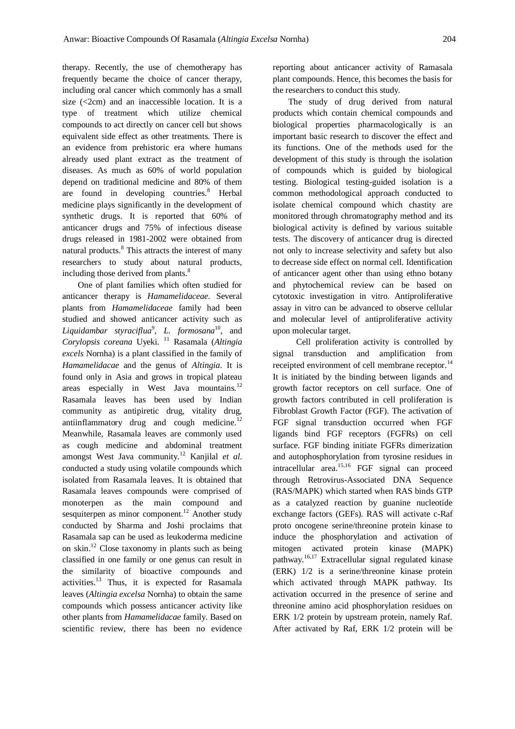therapy. Recently, the use of chemotherapy has frequently became the choice of cancer therapy, including oral cancer which commonly has a small size (<2cm) and an inaccessible location. It is a type of treatment which utilize chemical compounds to act directly on cancer cell but shows equivalent side effect as other treatments. There is an evidence from prehistoric era where humans already used plant extract as the treatment of diseases. As much as 60% of world population depend on traditional medicine and 80% of them are found in developing countries.[8] Herbal medicine plays significantly in the development of synthetic drugs. It is reported that 60% of anticancer drugs and 75% of infectious disease drugs released in 1981-2002 were obtained from natural products.[8] This attracts the interest of many researchers to study about natural products, including those derived from plants.[8]

One of plant families which often studied for anticancer therapy is *Hamamelidaceae*. Several plants from *Hamamelidaceae* family had been studied and showed anticancer activity such as *Liquidambar styraciflua*[9], *L. formosana*[10], and *Corylopsis coreana* Uyeki. [11] Rasamala (*Altingia excels* Nornha) is a plant classified in the family of *Hamamelidacae* and the genus of *Altingia*. It is found only in Asia and grows in tropical plateau areas especially in West Java mountains.[12] Rasamala leaves has been used by Indian community as antipiretic drug, vitality drug, antiinflammatory drug and cough medicine.[12] Meanwhile, Rasamala leaves are commonly used as cough medicine and abdominal treatment amongst West Java community.[12] Kanjilal *et al*. conducted a study using volatile compounds which isolated from Rasamala leaves. It is obtained that Rasamala leaves compounds were comprised of monoterpen as the main compound and sesquiterpen as minor component.[12] Another study conducted by Sharma and Joshi proclaims that Rasamala sap can be used as leukoderma medicine on skin.[12] Close taxonomy in plants such as being classified in one family or one genus can result in the similarity of bioactive compounds and activities.[13] Thus, it is expected for Rasamala leaves (*Altingia excelsa* Nornha) to obtain the same compounds which possess anticancer activity like other plants from *Hamamelidacae* family. Based on scientific review, there has been no evidence reporting about anticancer activity of Ramasala plant compounds. Hence, this becomes the basis for the researchers to conduct this study.

The study of drug derived from natural products which contain chemical compounds and biological properties pharmacologically is an important basic research to discover the effect and its functions. One of the methods used for the development of this study is through the isolation of compounds which is guided by biological testing. Biological testing-guided isolation is a common methodological approach conducted to isolate chemical compound which chastity are monitored through chromatography method and its biological activity is defined by various suitable tests. The discovery of anticancer drug is directed not only to increase selectivity and safety but also to decrease side effect on normal cell. Identification of anticancer agent other than using ethno botany and phytochemical review can be based on cytotoxic investigation in vitro. Antiproliferative assay in vitro can be advanced to observe cellular and molecular level of antiproliferative activity upon molecular target.

Cell proliferation activity is controlled by signal transduction and amplification from receipted environment of cell membrane receptor.[14] It is initiated by the binding between ligands and growth factor receptors on cell surface. One of growth factors contributed in cell proliferation is Fibroblast Growth Factor (FGF). The activation of FGF signal transduction occurred when FGF ligands bind FGF receptors (FGFRs) on cell surface. FGF binding initiate FGFRs dimerization and autophosphorylation from tyrosine residues in intracellular area.[15,16] FGF signal can proceed through Retrovirus-Associated DNA Sequence (RAS/MAPK) which started when RAS binds GTP as a catalyzed reaction by guanine nucleotide exchange factors (GEFs). RAS will activate c-Raf proto oncogene serine/threonine protein kinase to induce the phosphorylation and activation of mitogen activated protein kinase (MAPK) pathway.[16,17] Extracellular signal regulated kinase (ERK) 1/2 is a serine/threonine kinase protein which activated through MAPK pathway. Its activation occurred in the presence of serine and threonine amino acid phosphorylation residues on ERK 1/2 protein by upstream protein, namely Raf. After activated by Raf, ERK 1/2 protein will be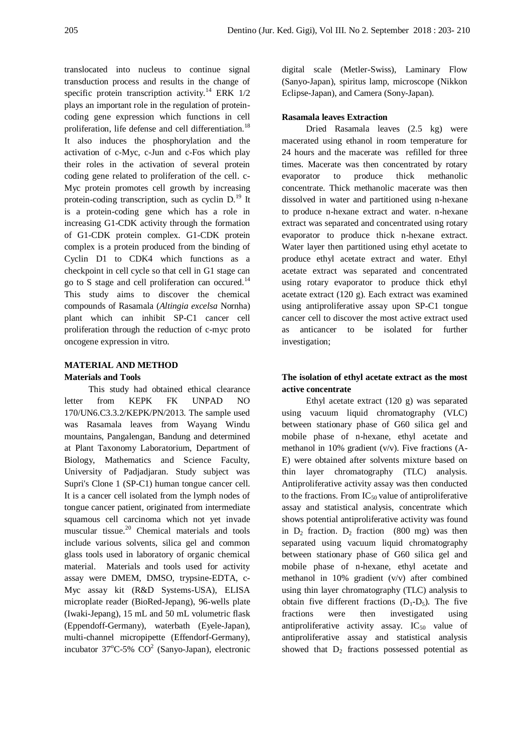translocated into nucleus to continue signal transduction process and results in the change of specific protein transcription activity.[14] ERK 1/2 plays an important role in the regulation of protein-coding gene expression which functions in cell proliferation, life defense and cell differentiation.[18] It also induces the phosphorylation and the activation of c-Myc, c-Jun and c-Fos which play their roles in the activation of several protein coding gene related to proliferation of the cell. c-Myc protein promotes cell growth by increasing protein-coding transcription, such as cyclin D.[19] It is a protein-coding gene which has a role in increasing G1-CDK activity through the formation of G1-CDK protein complex. G1-CDK protein complex is a protein produced from the binding of Cyclin D1 to CDK4 which functions as a checkpoint in cell cycle so that cell in G1 stage can go to S stage and cell proliferation can occured.[14] This study aims to discover the chemical compounds of Rasamala (*Altingia excelsa* Nornha) plant which can inhibit SP-C1 cancer cell proliferation through the reduction of c-myc proto oncogene expression in vitro.

## MATERIAL AND METHOD

### Materials and Tools

This study had obtained ethical clearance letter from KEPK FK UNPAD NO 170/UN6.C3.3.2/KEPK/PN/2013. The sample used was Rasamala leaves from Wayang Windu mountains, Pangalengan, Bandung and determined at Plant Taxonomy Laboratorium, Department of Biology, Mathematics and Science Faculty, University of Padjadjaran. Study subject was Supri's Clone 1 (SP-C1) human tongue cancer cell. It is a cancer cell isolated from the lymph nodes of tongue cancer patient, originated from intermediate squamous cell carcinoma which not yet invade muscular tissue.[20] Chemical materials and tools include various solvents, silica gel and common glass tools used in laboratory of organic chemical material. Materials and tools used for activity assay were DMEM, DMSO, trypsine-EDTA, c-Myc assay kit (R&D Systems-USA), ELISA microplate reader (BioRed-Jepang), 96-wells plate (Iwaki-Jepang), 15 mL and 50 mL volumetric flask (Eppendoff-Germany), waterbath (Eyele-Japan), multi-channel micropipette (Effendorf-Germany), incubator 37°C-5% $CO^2$ (Sanyo-Japan), electronic digital scale (Metler-Swiss), Laminary Flow (Sanyo-Japan), spiritus lamp, microscope (Nikkon Eclipse-Japan), and Camera (Sony-Japan).

### Rasamala leaves Extraction

Dried Rasamala leaves (2.5 kg) were macerated using ethanol in room temperature for 24 hours and the macerate was refilled for three times. Macerate was then concentrated by rotary evaporator to produce thick methanolic concentrate. Thick methanolic macerate was then dissolved in water and partitioned using n-hexane to produce n-hexane extract and water. n-hexane extract was separated and concentrated using rotary evaporator to produce thick n-hexane extract. Water layer then partitioned using ethyl acetate to produce ethyl acetate extract and water. Ethyl acetate extract was separated and concentrated using rotary evaporator to produce thick ethyl acetate extract (120 g). Each extract was examined using antiproliferative assay upon SP-C1 tongue cancer cell to discover the most active extract used as anticancer to be isolated for further investigation;

### The isolation of ethyl acetate extract as the most active concentrate

Ethyl acetate extract (120 g) was separated using vacuum liquid chromatography (VLC) between stationary phase of G60 silica gel and mobile phase of n-hexane, ethyl acetate and methanol in 10% gradient (v/v). Five fractions (A-E) were obtained after solvents mixture based on thin layer chromatography (TLC) analysis. Antiproliferative activity assay was then conducted to the fractions. From $IC_{50}$ value of antiproliferative assay and statistical analysis, concentrate which shows potential antiproliferative activity was found in $D_2$ fraction. $D_2$ fraction (800 mg) was then separated using vacuum liquid chromatography between stationary phase of G60 silica gel and mobile phase of n-hexane, ethyl acetate and methanol in 10% gradient (v/v) after combined using thin layer chromatography (TLC) analysis to obtain five different fractions ($D_1$-$D_5$). The five fractions were then investigated using antiproliferative activity assay. $IC_{50}$ value of antiproliferative assay and statistical analysis showed that $D_2$ fractions possessed potential as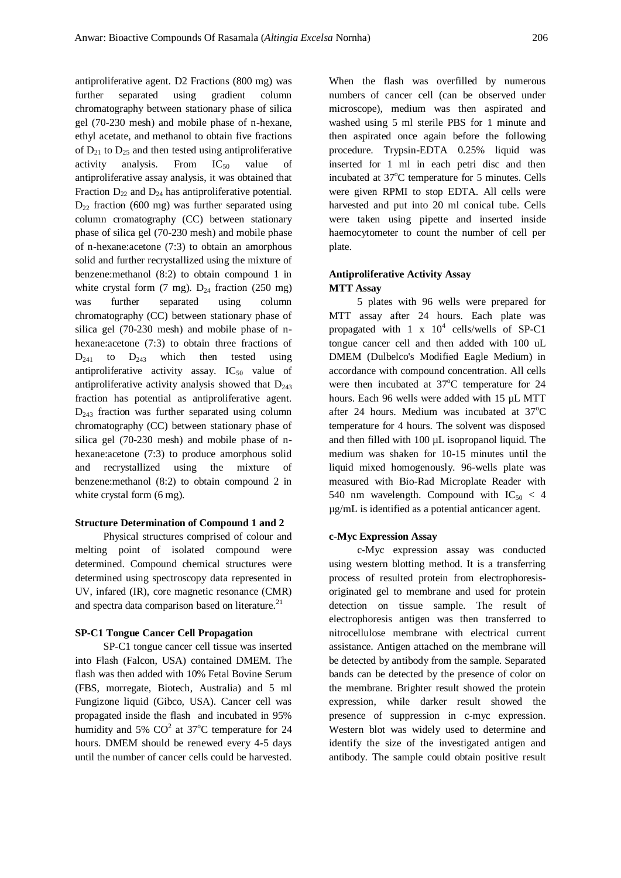antiproliferative agent. D2 Fractions (800 mg) was further separated using gradient column chromatography between stationary phase of silica gel (70-230 mesh) and mobile phase of n-hexane, ethyl acetate, and methanol to obtain five fractions of $D_{21}$ to $D_{25}$ and then tested using antiproliferative activity analysis. From $IC_{50}$ value of antiproliferative assay analysis, it was obtained that Fraction $D_{22}$ and $D_{24}$ has antiproliferative potential. $D_{22}$ fraction (600 mg) was further separated using column cromatography (CC) between stationary phase of silica gel (70-230 mesh) and mobile phase of n-hexane:acetone (7:3) to obtain an amorphous solid and further recrystallized using the mixture of benzene:methanol (8:2) to obtain compound 1 in white crystal form (7 mg). $D_{24}$ fraction (250 mg) was further separated using column chromatography (CC) between stationary phase of silica gel (70-230 mesh) and mobile phase of n-hexane:acetone (7:3) to obtain three fractions of $D_{241}$ to $D_{243}$ which then tested using antiproliferative activity assay. $IC_{50}$ value of antiproliferative activity analysis showed that $D_{243}$ fraction has potential as antiproliferative agent. $D_{243}$ fraction was further separated using column chromatography (CC) between stationary phase of silica gel (70-230 mesh) and mobile phase of n-hexane:acetone (7:3) to produce amorphous solid and recrystallized using the mixture of benzene:methanol (8:2) to obtain compound 2 in white crystal form (6 mg).

**Structure Determination of Compound 1 and 2**

Physical structures comprised of colour and melting point of isolated compound were determined. Compound chemical structures were determined using spectroscopy data represented in UV, infared (IR), core magnetic resonance (CMR) and spectra data comparison based on literature.[21]

**SP-C1 Tongue Cancer Cell Propagation**

SP-C1 tongue cancer cell tissue was inserted into Flash (Falcon, USA) contained DMEM. The flash was then added with 10% Fetal Bovine Serum (FBS, morregate, Biotech, Australia) and 5 ml Fungizone liquid (Gibco, USA). Cancer cell was propagated inside the flash and incubated in 95% humidity and 5% $CO^2$ at 37°C temperature for 24 hours. DMEM should be renewed every 4-5 days until the number of cancer cells could be harvested. When the flash was overfilled by numerous numbers of cancer cell (can be observed under microscope), medium was then aspirated and washed using 5 ml sterile PBS for 1 minute and then aspirated once again before the following procedure. Trypsin-EDTA 0.25% liquid was inserted for 1 ml in each petri disc and then incubated at 37°C temperature for 5 minutes. Cells were given RPMI to stop EDTA. All cells were harvested and put into 20 ml conical tube. Cells were taken using pipette and inserted inside haemocytometer to count the number of cell per plate.

**Antiproliferative Activity Assay**

**MTT Assay**

5 plates with 96 wells were prepared for MTT assay after 24 hours. Each plate was propagated with $1 \times 10^4$ cells/wells of SP-C1 tongue cancer cell and then added with 100 uL DMEM (Dulbelco's Modified Eagle Medium) in accordance with compound concentration. All cells were then incubated at 37°C temperature for 24 hours. Each 96 wells were added with 15 µL MTT after 24 hours. Medium was incubated at 37°C temperature for 4 hours. The solvent was disposed and then filled with 100 µL isopropanol liquid. The medium was shaken for 10-15 minutes until the liquid mixed homogenously. 96-wells plate was measured with Bio-Rad Microplate Reader with 540 nm wavelength. Compound with $IC_{50} < 4$ µg/mL is identified as a potential anticancer agent.

**c-Myc Expression Assay**

c-Myc expression assay was conducted using western blotting method. It is a transferring process of resulted protein from electrophoresis-originated gel to membrane and used for protein detection on tissue sample. The result of electrophoresis antigen was then transferred to nitrocellulose membrane with electrical current assistance. Antigen attached on the membrane will be detected by antibody from the sample. Separated bands can be detected by the presence of color on the membrane. Brighter result showed the protein expression, while darker result showed the presence of suppression in c-myc expression. Western blot was widely used to determine and identify the size of the investigated antigen and antibody. The sample could obtain positive result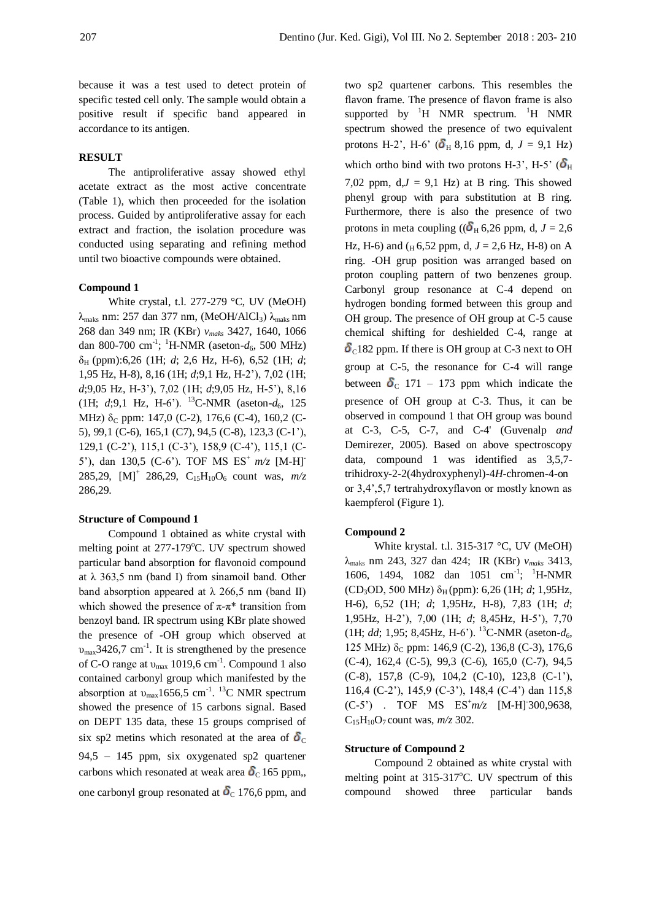because it was a test used to detect protein of specific tested cell only. The sample would obtain a positive result if specific band appeared in accordance to its antigen.

**RESULT**

The antiproliferative assay showed ethyl acetate extract as the most active concentrate (Table 1), which then proceeded for the isolation process. Guided by antiproliferative assay for each extract and fraction, the isolation procedure was conducted using separating and refining method until two bioactive compounds were obtained.

**Compound 1**

White crystal, t.l. 277-279 °C, UV (MeOH) $\lambda_{maks}$ nm: 257 dan 377 nm, (MeOH/$AlCl_3$) $\lambda_{maks}$ nm 268 dan 349 nm; IR (KBr) $v_{maks}$ 3427, 1640, 1066 dan 800-700 $cm^{-1}$; $^1$H-NMR (aseton-$d_6$, 500 MHz) $\delta_H$ (ppm):6,26 (1H; *d*; 2,6 Hz, H-6), 6,52 (1H; *d*; 1,95 Hz, H-8), 8,16 (1H; *d*;9,1 Hz, H-2'), 7,02 (1H; *d*;9,05 Hz, H-3'), 7,02 (1H; *d*;9,05 Hz, H-5'), 8,16 (1H; *d*;9,1 Hz, H-6'). $^{13}$C-NMR (aseton-$d_6$, 125 MHz) $\delta_C$ ppm: 147,0 (C-2), 176,6 (C-4), 160,2 (C-5), 99,1 (C-6), 165,1 (C7), 94,5 (C-8), 123,3 (C-1'), 129,1 (C-2'), 115,1 (C-3'), 158,9 (C-4'), 115,1 (C-5'), dan 130,5 (C-6'). TOF MS ES$^+$ *m/z* $[M-H]^-$ 285,29, $[M]^+$ 286,29, $C_{15}H_{10}O_6$ count was, *m/z* 286,29.

**Structure of Compound 1**

Compound 1 obtained as white crystal with melting point at 277-179°C. UV spectrum showed particular band absorption for flavonoid compound at λ 363,5 nm (band I) from sinamoil band. Other band absorption appeared at λ 266,5 nm (band II) which showed the presence of π-π* transition from benzoyl band. IR spectrum using KBr plate showed the presence of -OH group which observed at $\upsilon_{max}$3426,7 $cm^{-1}$. It is strengthened by the presence of C-O range at $\upsilon_{max}$ 1019,6 $cm^{-1}$. Compound 1 also contained carbonyl group which manifested by the absorption at $\upsilon_{max}$1656,5 $cm^{-1}$. $^{13}$C NMR spectrum showed the presence of 15 carbons signal. Based on DEPT 135 data, these 15 groups comprised of six sp2 metins which resonated at the area of $\delta_C$ 94,5 – 145 ppm, six oxygenated sp2 quartener carbons which resonated at weak area $\delta_C$ 165 ppm,, one carbonyl group resonated at $\delta_C$ 176,6 ppm, and two sp2 quartener carbons. This resembles the flavon frame. The presence of flavon frame is also supported by $^1$H NMR spectrum. $^1$H NMR spectrum showed the presence of two equivalent protons H-2', H-6' ($\delta_H$ 8,16 ppm, d, $J$ = 9,1 Hz) which ortho bind with two protons H-3', H-5' ($\delta_H$ 7,02 ppm, d,$J$ = 9,1 Hz) at B ring. This showed phenyl group with para substitution at B ring. Furthermore, there is also the presence of two protons in meta coupling (($\delta_H$ 6,26 ppm, d, $J$ = 2,6 Hz, H-6) and ($_H$ 6,52 ppm, d, $J$ = 2,6 Hz, H-8) on A ring. -OH grup position was arranged based on proton coupling pattern of two benzenes group. Carbonyl group resonance at C-4 depend on hydrogen bonding formed between this group and OH group. The presence of OH group at C-5 cause chemical shifting for deshielded C-4, range at $\delta_C$182 ppm. If there is OH group at C-3 next to OH group at C-5, the resonance for C-4 will range between $\delta_C$ 171 – 173 ppm which indicate the presence of OH group at C-3. Thus, it can be observed in compound 1 that OH group was bound at C-3, C-5, C-7, and C-4' (Guvenalp *and* Demirezer, 2005). Based on above spectroscopy data, compound 1 was identified as 3,5,7-trihidroxy-2-2(4hydroxyphenyl)-4*H*-chromen-4-on or 3,4',5,7 tertrahydroxyflavon or mostly known as kaempferol (Figure 1).

**Compound 2**

White krystal. t.l. 315-317 °C, UV (MeOH) $\lambda_{maks}$ nm 243, 327 dan 424; IR (KBr) $v_{maks}$ 3413, 1606, 1494, 1082 dan 1051 $cm^{-1}$; $^1$H-NMR ($CD_3OD$, 500 MHz) $\delta_H$ (ppm): 6,26 (1H; *d*; 1,95Hz, H-6), 6,52 (1H; *d*; 1,95Hz, H-8), 7,83 (1H; *d*; 1,95Hz, H-2'), 7,00 (1H; *d*; 8,45Hz, H-5'), 7,70 (1H; *dd*; 1,95; 8,45Hz, H-6'). $^{13}$C-NMR (aseton-$d_6$, 125 MHz) $\delta_C$ ppm: 146,9 (C-2), 136,8 (C-3), 176,6 (C-4), 162,4 (C-5), 99,3 (C-6), 165,0 (C-7), 94,5 (C-8), 157,8 (C-9), 104,2 (C-10), 123,8 (C-1'), 116,4 (C-2'), 145,9 (C-3'), 148,4 (C-4') dan 115,8 (C-5') . TOF MS ES$^+$*m/z* $[M-H]^-$300,9638, $C_{15}H_{10}O_7$ count was, *m/z* 302.

**Structure of Compound 2**

Compound 2 obtained as white crystal with melting point at 315-317°C. UV spectrum of this compound showed three particular bands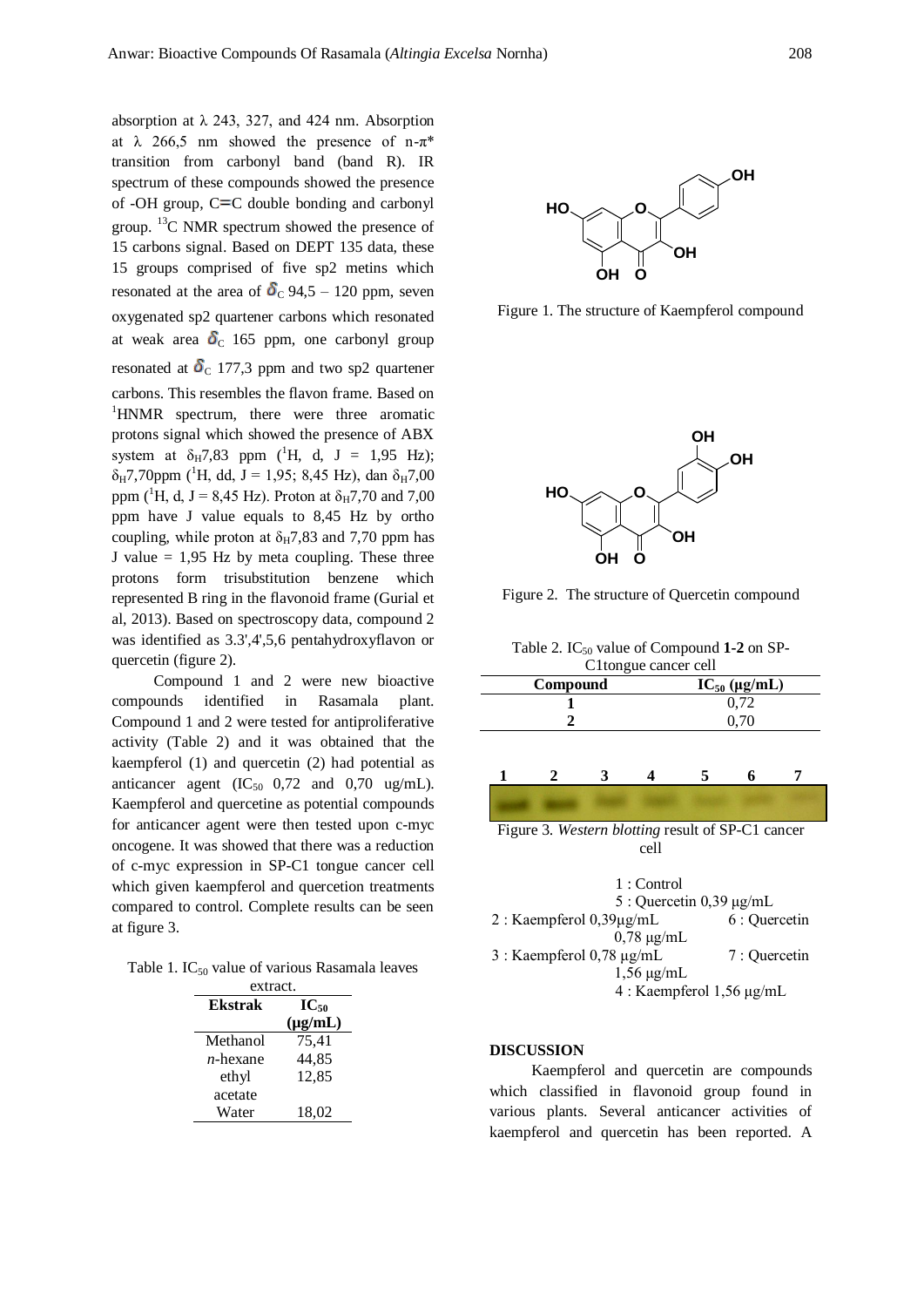absorption at λ 243, 327, and 424 nm. Absorption at λ 266,5 nm showed the presence of n-π* transition from carbonyl band (band R). IR spectrum of these compounds showed the presence of -OH group, C=C double bonding and carbonyl group. $^{13}$C NMR spectrum showed the presence of 15 carbons signal. Based on DEPT 135 data, these 15 groups comprised of five sp2 metins which resonated at the area of $\delta_C$ 94,5 – 120 ppm, seven oxygenated sp2 quartener carbons which resonated at weak area $\delta_C$ 165 ppm, one carbonyl group resonated at $\delta_C$ 177,3 ppm and two sp2 quartener carbons. This resembles the flavon frame. Based on $^1$HNMR spectrum, there were three aromatic protons signal which showed the presence of ABX system at $\delta_H$7,83 ppm ($^1$H, d, J = 1,95 Hz); $\delta_H$7,70ppm ($^1$H, dd, J = 1,95; 8,45 Hz), dan $\delta_H$7,00 ppm ($^1$H, d, J = 8,45 Hz). Proton at $\delta_H$7,70 and 7,00 ppm have J value equals to 8,45 Hz by ortho coupling, while proton at $\delta_H$7,83 and 7,70 ppm has J value = 1,95 Hz by meta coupling. These three protons form trisubstitution benzene which represented B ring in the flavonoid frame (Gurial et al, 2013). Based on spectroscopy data, compound 2 was identified as 3.3',4',5,6 pentahydroxyflavon or quercetin (figure 2).

Compound 1 and 2 were new bioactive compounds identified in Rasamala plant. Compound 1 and 2 were tested for antiproliferative activity (Table 2) and it was obtained that the kaempferol (1) and quercetin (2) had potential as anticancer agent (IC$_{50}$ 0,72 and 0,70 ug/mL). Kaempferol and quercetine as potential compounds for anticancer agent were then tested upon c-myc oncogene. It was showed that there was a reduction of c-myc expression in SP-C1 tongue cancer cell which given kaempferol and quercetion treatments compared to control. Complete results can be seen at figure 3.

Table 1. IC$_{50}$ value of various Rasamala leaves extract.

| Ekstrak | IC$_{50}$ (μg/mL) |
|---|---|
| Methanol | 75,41 |
| *n*-hexane | 44,85 |
| ethyl acetate | 12,85 |
| Water | 18,02 |

Figure 1. The structure of Kaempferol compound

Figure 2. The structure of Quercetin compound

Table 2. IC$_{50}$ value of Compound **1-2** on SP-C1tongue cancer cell

| Compound | IC$_{50}$ (μg/mL) |
|---|---|
| 1 | 0,72 |
| 2 | 0,70 |

Figure 3. *Western blotting* result of SP-C1 cancer cell

1 : Control
2 : Kaempferol 0,39μg/mL
3 : Kaempferol 0,78 μg/mL
4 : Kaempferol 1,56 μg/mL
5 : Quercetin 0,39 μg/mL
6 : Quercetin 0,78 μg/mL
7 : Quercetin 1,56 μg/mL

## DISCUSSION

Kaempferol and quercetin are compounds which classified in flavonoid group found in various plants. Several anticancer activities of kaempferol and quercetin has been reported. A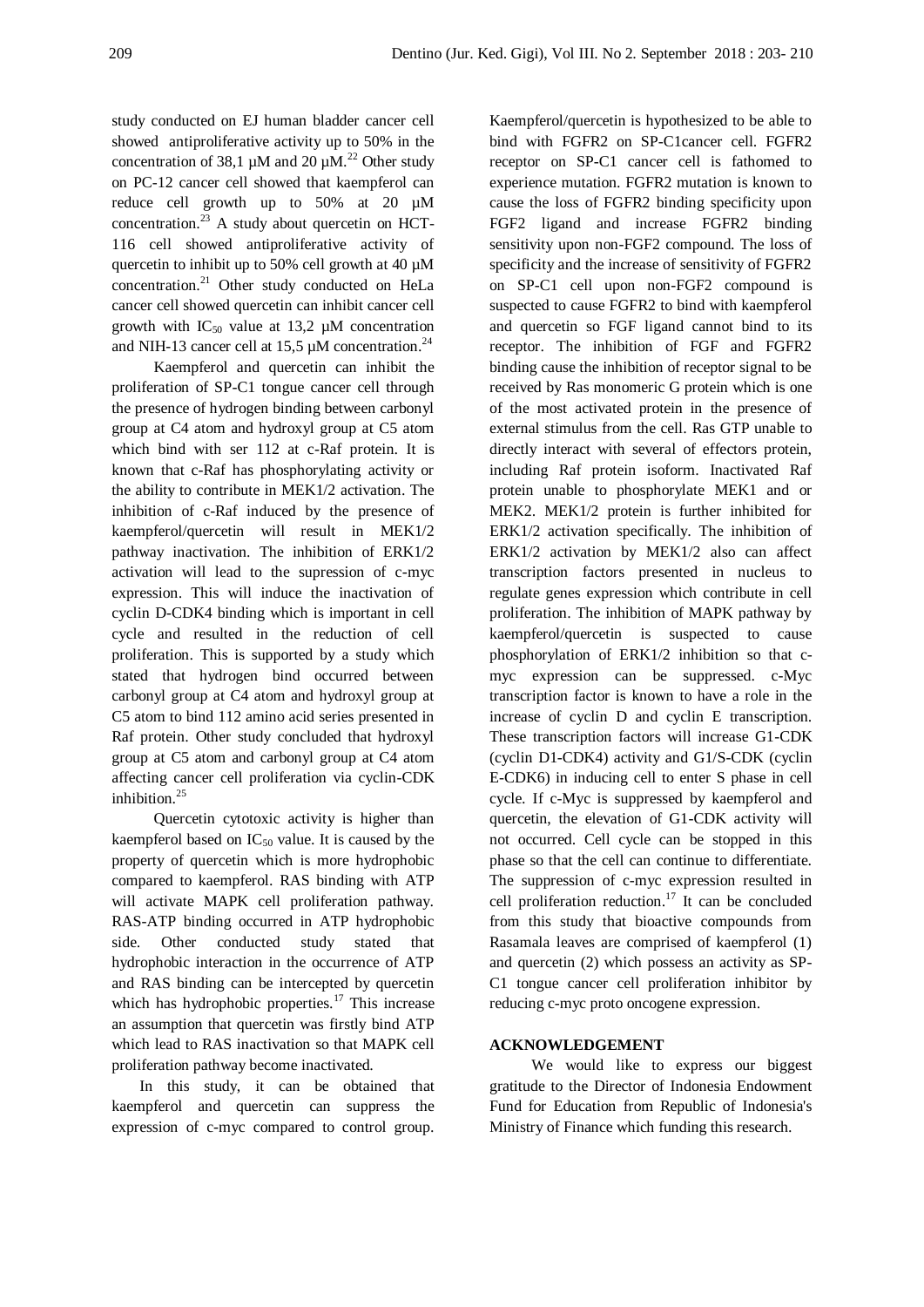study conducted on EJ human bladder cancer cell showed antiproliferative activity up to 50% in the concentration of 38,1 µM and 20 µM.[22] Other study on PC-12 cancer cell showed that kaempferol can reduce cell growth up to 50% at 20 µM concentration.[23] A study about quercetin on HCT-116 cell showed antiproliferative activity of quercetin to inhibit up to 50% cell growth at 40 µM concentration.[21] Other study conducted on HeLa cancer cell showed quercetin can inhibit cancer cell growth with $IC_{50}$ value at 13,2 µM concentration and NIH-13 cancer cell at 15,5 µM concentration.[24]

Kaempferol and quercetin can inhibit the proliferation of SP-C1 tongue cancer cell through the presence of hydrogen binding between carbonyl group at C4 atom and hydroxyl group at C5 atom which bind with ser 112 at c-Raf protein. It is known that c-Raf has phosphorylating activity or the ability to contribute in MEK1/2 activation. The inhibition of c-Raf induced by the presence of kaempferol/quercetin will result in MEK1/2 pathway inactivation. The inhibition of ERK1/2 activation will lead to the supression of c-myc expression. This will induce the inactivation of cyclin D-CDK4 binding which is important in cell cycle and resulted in the reduction of cell proliferation. This is supported by a study which stated that hydrogen bind occurred between carbonyl group at C4 atom and hydroxyl group at C5 atom to bind 112 amino acid series presented in Raf protein. Other study concluded that hydroxyl group at C5 atom and carbonyl group at C4 atom affecting cancer cell proliferation via cyclin-CDK inhibition.[25]

Quercetin cytotoxic activity is higher than kaempferol based on $IC_{50}$ value. It is caused by the property of quercetin which is more hydrophobic compared to kaempferol. RAS binding with ATP will activate MAPK cell proliferation pathway. RAS-ATP binding occurred in ATP hydrophobic side. Other conducted study stated that hydrophobic interaction in the occurrence of ATP and RAS binding can be intercepted by quercetin which has hydrophobic properties.[17] This increase an assumption that quercetin was firstly bind ATP which lead to RAS inactivation so that MAPK cell proliferation pathway become inactivated.

In this study, it can be obtained that kaempferol and quercetin can suppress the expression of c-myc compared to control group. Kaempferol/quercetin is hypothesized to be able to bind with FGFR2 on SP-C1cancer cell. FGFR2 receptor on SP-C1 cancer cell is fathomed to experience mutation. FGFR2 mutation is known to cause the loss of FGFR2 binding specificity upon FGF2 ligand and increase FGFR2 binding sensitivity upon non-FGF2 compound. The loss of specificity and the increase of sensitivity of FGFR2 on SP-C1 cell upon non-FGF2 compound is suspected to cause FGFR2 to bind with kaempferol and quercetin so FGF ligand cannot bind to its receptor. The inhibition of FGF and FGFR2 binding cause the inhibition of receptor signal to be received by Ras monomeric G protein which is one of the most activated protein in the presence of external stimulus from the cell. Ras GTP unable to directly interact with several of effectors protein, including Raf protein isoform. Inactivated Raf protein unable to phosphorylate MEK1 and or MEK2. MEK1/2 protein is further inhibited for ERK1/2 activation specifically. The inhibition of ERK1/2 activation by MEK1/2 also can affect transcription factors presented in nucleus to regulate genes expression which contribute in cell proliferation. The inhibition of MAPK pathway by kaempferol/quercetin is suspected to cause phosphorylation of ERK1/2 inhibition so that c-myc expression can be suppressed. c-Myc transcription factor is known to have a role in the increase of cyclin D and cyclin E transcription. These transcription factors will increase G1-CDK (cyclin D1-CDK4) activity and G1/S-CDK (cyclin E-CDK6) in inducing cell to enter S phase in cell cycle. If c-Myc is suppressed by kaempferol and quercetin, the elevation of G1-CDK activity will not occurred. Cell cycle can be stopped in this phase so that the cell can continue to differentiate. The suppression of c-myc expression resulted in cell proliferation reduction.[17] It can be concluded from this study that bioactive compounds from Rasamala leaves are comprised of kaempferol (1) and quercetin (2) which possess an activity as SP-C1 tongue cancer cell proliferation inhibitor by reducing c-myc proto oncogene expression.

## ACKNOWLEDGEMENT

We would like to express our biggest gratitude to the Director of Indonesia Endowment Fund for Education from Republic of Indonesia's Ministry of Finance which funding this research.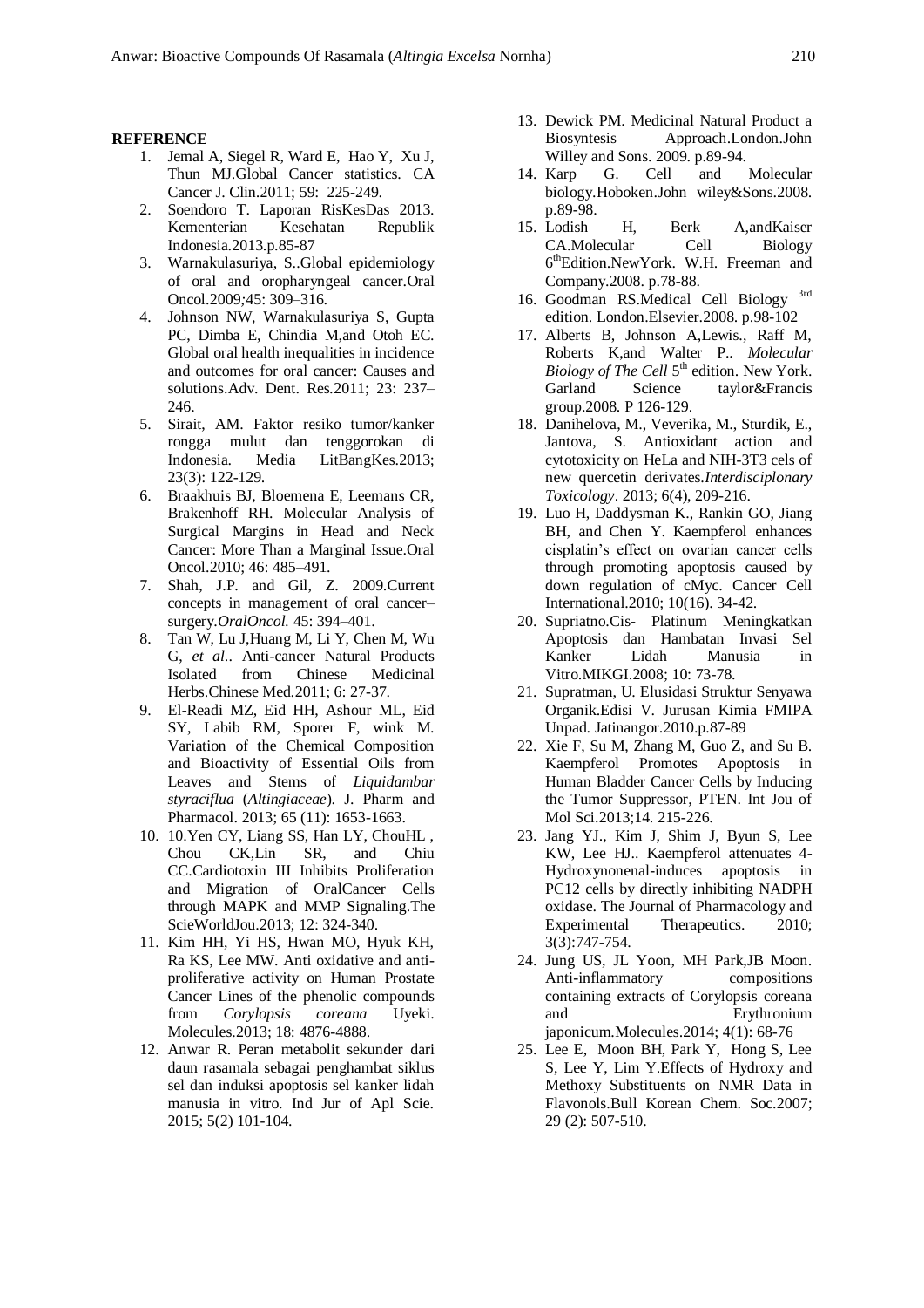**REFERENCE**

1. Jemal A, Siegel R, Ward E, Hao Y, Xu J, Thun MJ.Global Cancer statistics. CA Cancer J. Clin.2011; 59: 225-249.
2. Soendoro T. Laporan RisKesDas 2013. Kementerian Kesehatan Republik Indonesia.2013.p.85-87
3. Warnakulasuriya, S..Global epidemiology of oral and oropharyngeal cancer.Oral Oncol.2009;45: 309–316.
4. Johnson NW, Warnakulasuriya S, Gupta PC, Dimba E, Chindia M,and Otoh EC. Global oral health inequalities in incidence and outcomes for oral cancer: Causes and solutions.Adv. Dent. Res.2011; 23: 237–246.
5. Sirait, AM. Faktor resiko tumor/kanker rongga mulut dan tenggorokan di Indonesia. Media LitBangKes.2013; 23(3): 122-129.
6. Braakhuis BJ, Bloemena E, Leemans CR, Brakenhoff RH. Molecular Analysis of Surgical Margins in Head and Neck Cancer: More Than a Marginal Issue.Oral Oncol.2010; 46: 485–491.
7. Shah, J.P. and Gil, Z. 2009.Current concepts in management of oral cancer–surgery.*OralOncol.* 45: 394–401.
8. Tan W, Lu J,Huang M, Li Y, Chen M, Wu G, *et al.*. Anti-cancer Natural Products Isolated from Chinese Medicinal Herbs.Chinese Med.2011; 6: 27-37.
9. El-Readi MZ, Eid HH, Ashour ML, Eid SY, Labib RM, Sporer F, wink M. Variation of the Chemical Composition and Bioactivity of Essential Oils from Leaves and Stems of *Liquidambar styraciflua* (*Altingiaceae*). J. Pharm and Pharmacol. 2013; 65 (11): 1653-1663.
10. 10.Yen CY, Liang SS, Han LY, ChouHL , Chou CK,Lin SR, and Chiu CC.Cardiotoxin III Inhibits Proliferation and Migration of OralCancer Cells through MAPK and MMP Signaling.The ScieWorldJou.2013; 12: 324-340.
11. Kim HH, Yi HS, Hwan MO, Hyuk KH, Ra KS, Lee MW. Anti oxidative and anti-proliferative activity on Human Prostate Cancer Lines of the phenolic compounds from *Corylopsis coreana* Uyeki. Molecules.2013; 18: 4876-4888.
12. Anwar R. Peran metabolit sekunder dari daun rasamala sebagai penghambat siklus sel dan induksi apoptosis sel kanker lidah manusia in vitro. Ind Jur of Apl Scie. 2015; 5(2) 101-104.
13. Dewick PM. Medicinal Natural Product a Biosyntesis Approach.London.John Willey and Sons. 2009. p.89-94.
14. Karp G. Cell and Molecular biology.Hoboken.John wiley&Sons.2008. p.89-98.
15. Lodish H, Berk A,andKaiser CA.Molecular Cell Biology 6thEdition.NewYork. W.H. Freeman and Company.2008. p.78-88.
16. Goodman RS.Medical Cell Biology 3rd edition. London.Elsevier.2008. p.98-102
17. Alberts B, Johnson A,Lewis., Raff M, Roberts K,and Walter P.. *Molecular Biology of The Cell* 5th edition. New York. Garland Science taylor&Francis group.2008. P 126-129.
18. Danihelova, M., Veverika, M., Sturdik, E., Jantova, S. Antioxidant action and cytotoxicity on HeLa and NIH-3T3 cels of new quercetin derivates.*Interdisciplonary Toxicology*. 2013; 6(4), 209-216.
19. Luo H, Daddysman K., Rankin GO, Jiang BH, and Chen Y. Kaempferol enhances cisplatin's effect on ovarian cancer cells through promoting apoptosis caused by down regulation of cMyc. Cancer Cell International.2010; 10(16). 34-42.
20. Supriatno.Cis- Platinum Meningkatkan Apoptosis dan Hambatan Invasi Sel Kanker Lidah Manusia in Vitro.MIKGI.2008; 10: 73-78.
21. Supratman, U. Elusidasi Struktur Senyawa Organik.Edisi V. Jurusan Kimia FMIPA Unpad. Jatinangor.2010.p.87-89
22. Xie F, Su M, Zhang M, Guo Z, and Su B. Kaempferol Promotes Apoptosis in Human Bladder Cancer Cells by Inducing the Tumor Suppressor, PTEN. Int Jou of Mol Sci.2013;14. 215-226.
23. Jang YJ., Kim J, Shim J, Byun S, Lee KW, Lee HJ.. Kaempferol attenuates 4-Hydroxynonenal-induces apoptosis in PC12 cells by directly inhibiting NADPH oxidase. The Journal of Pharmacology and Experimental Therapeutics. 2010; 3(3):747-754.
24. Jung US, JL Yoon, MH Park,JB Moon. Anti-inflammatory compositions containing extracts of Corylopsis coreana and Erythronium japonicum.Molecules.2014; 4(1): 68-76
25. Lee E, Moon BH, Park Y, Hong S, Lee S, Lee Y, Lim Y.Effects of Hydroxy and Methoxy Substituents on NMR Data in Flavonols.Bull Korean Chem. Soc.2007; 29 (2): 507-510.